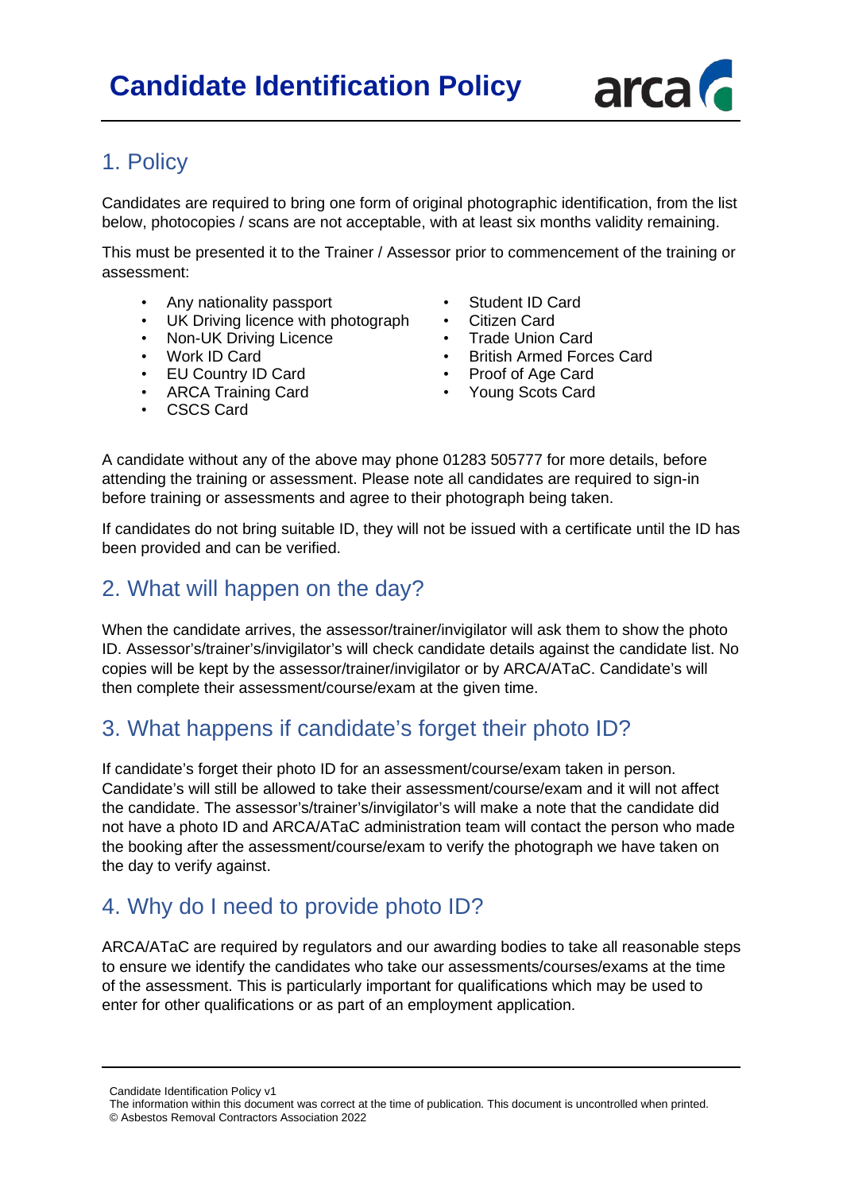# Candidate Identification Policy

## 1. Policy

Candidates are required to bring one form of original photographic identification, from the list below, photocopies / scans are not acceptable, with at least six months validity remaining.

This must be presented it to the Trainer / Assessor prior to commencement of the training or assessment:

- Any nationality passport
- UK Driving licence with photograph
- Non-UK Driving Licence
- Work ID Card
- EU Country ID Card
- ARCA Training Card
- CSCS Card
- Student ID Card
- Citizen Card
- Trade Union Card
- British Armed Forces Card
- Proof of Age Card
- Young Scots Card

A candidate without any of the above may phone 01283 505777 for more details, before attending the training or assessment. Please note all candidates are required to sign-in before training or assessments and agree to their photograph being taken.

If candidates do not bring suitable ID, they will not be issued with a certificate until the ID has been provided and can be verified.

## 2. What will happen on the day?

When the candidate arrives, the assessor/trainer/invigilator will ask them to show the photo ID. Assessor's/trainer's/invigilator's will check candidate details against the candidate list. No copies will be kept by the assessor/trainer/invigilator or by ARCA/ATaC. Candidate's will then complete their assessment/course/exam at the given time.

## 3. What happens if candidate's forget their photo ID?

If candidate's forget their photo ID for an assessment/course/exam taken in person. Candidate's will still be allowed to take their assessment/course/exam and it will not affect the candidate. The assessor's/trainer's/invigilator's will make a note that the candidate did not have a photo ID and ARCA/ATaC administration team will contact the person who made the booking after the assessment/course/exam to verify the photograph we have taken on the day to verify against.

## 4. Why do I need to provide photo ID?

ARCA/ATaC are required by regulators and our awarding bodies to take all reasonable steps to ensure we identify the candidates who take our assessments/courses/exams at the time of the assessment. This is particularly important for qualifications which may be used to enter for other qualifications or as part of an employment application.

Candidate Identification Policy v1
The information within this document was correct at the time of publication. This document is uncontrolled when printed.
© Asbestos Removal Contractors Association 2022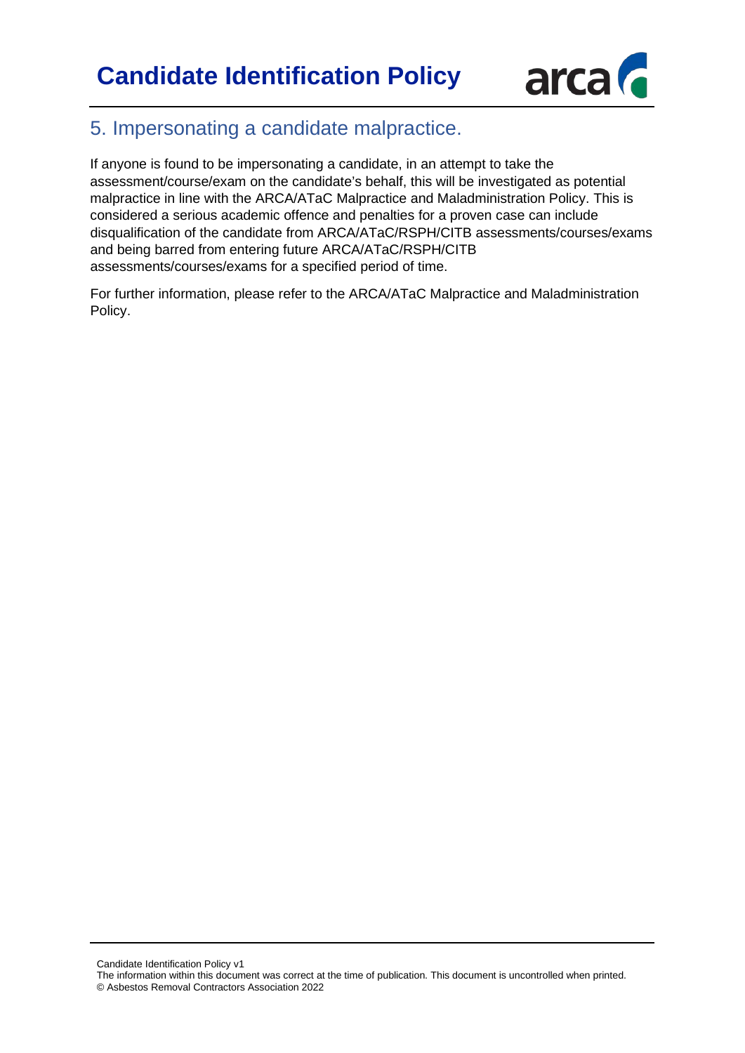## 5. Impersonating a candidate malpractice.

If anyone is found to be impersonating a candidate, in an attempt to take the assessment/course/exam on the candidate's behalf, this will be investigated as potential malpractice in line with the ARCA/ATaC Malpractice and Maladministration Policy. This is considered a serious academic offence and penalties for a proven case can include disqualification of the candidate from ARCA/ATaC/RSPH/CITB assessments/courses/exams and being barred from entering future ARCA/ATaC/RSPH/CITB assessments/courses/exams for a specified period of time.

For further information, please refer to the ARCA/ATaC Malpractice and Maladministration Policy.